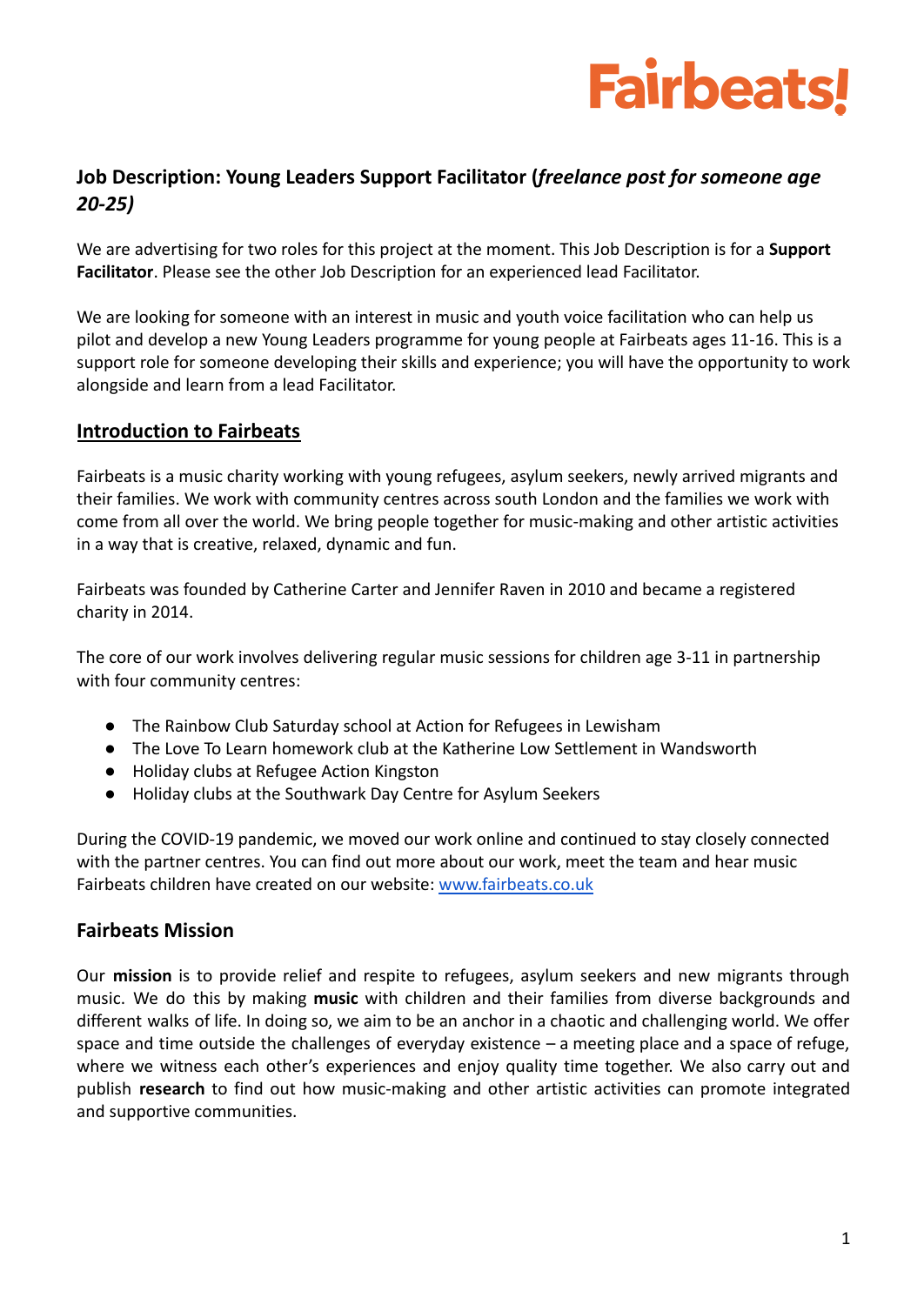Fairbeats!

## Job Description: Young Leaders Support Facilitator (*freelance post for someone age 20-25)*

We are advertising for two roles for this project at the moment. This Job Description is for a **Support Facilitator**. Please see the other Job Description for an experienced lead Facilitator.

We are looking for someone with an interest in music and youth voice facilitation who can help us pilot and develop a new Young Leaders programme for young people at Fairbeats ages 11-16. This is a support role for someone developing their skills and experience; you will have the opportunity to work alongside and learn from a lead Facilitator.

## Introduction to Fairbeats

Fairbeats is a music charity working with young refugees, asylum seekers, newly arrived migrants and their families. We work with community centres across south London and the families we work with come from all over the world. We bring people together for music-making and other artistic activities in a way that is creative, relaxed, dynamic and fun.

Fairbeats was founded by Catherine Carter and Jennifer Raven in 2010 and became a registered charity in 2014.

The core of our work involves delivering regular music sessions for children age 3-11 in partnership with four community centres:

- The Rainbow Club Saturday school at Action for Refugees in Lewisham
- The Love To Learn homework club at the Katherine Low Settlement in Wandsworth
- Holiday clubs at Refugee Action Kingston
- Holiday clubs at the Southwark Day Centre for Asylum Seekers

During the COVID-19 pandemic, we moved our work online and continued to stay closely connected with the partner centres. You can find out more about our work, meet the team and hear music Fairbeats children have created on our website: [www.fairbeats.co.uk](http://www.fairbeats.co.uk)

## Fairbeats Mission

Our **mission** is to provide relief and respite to refugees, asylum seekers and new migrants through music. We do this by making **music** with children and their families from diverse backgrounds and different walks of life. In doing so, we aim to be an anchor in a chaotic and challenging world. We offer space and time outside the challenges of everyday existence – a meeting place and a space of refuge, where we witness each other's experiences and enjoy quality time together. We also carry out and publish **research** to find out how music-making and other artistic activities can promote integrated and supportive communities.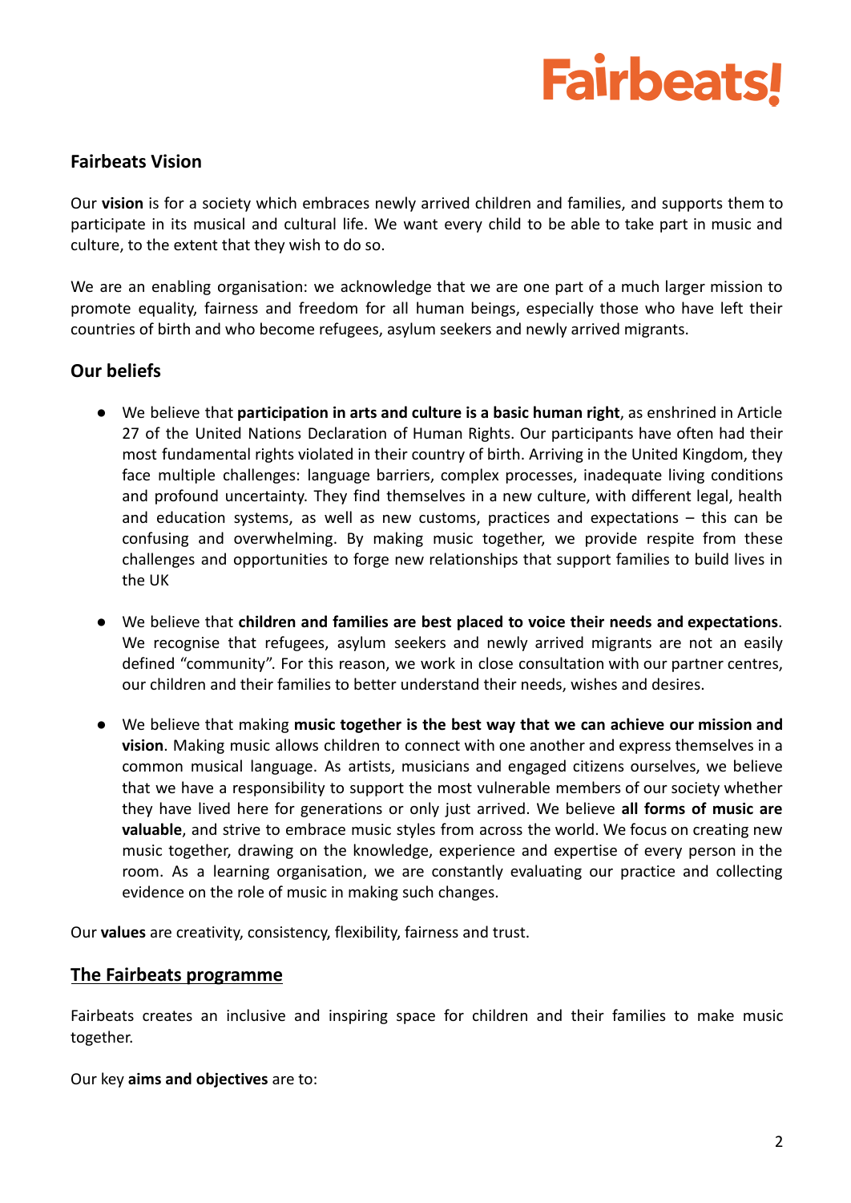## Fairbeats Vision

Our **vision** is for a society which embraces newly arrived children and families, and supports them to participate in its musical and cultural life. We want every child to be able to take part in music and culture, to the extent that they wish to do so.

We are an enabling organisation: we acknowledge that we are one part of a much larger mission to promote equality, fairness and freedom for all human beings, especially those who have left their countries of birth and who become refugees, asylum seekers and newly arrived migrants.

## Our beliefs

- We believe that **participation in arts and culture is a basic human right**, as enshrined in Article 27 of the United Nations Declaration of Human Rights. Our participants have often had their most fundamental rights violated in their country of birth. Arriving in the United Kingdom, they face multiple challenges: language barriers, complex processes, inadequate living conditions and profound uncertainty. They find themselves in a new culture, with different legal, health and education systems, as well as new customs, practices and expectations – this can be confusing and overwhelming. By making music together, we provide respite from these challenges and opportunities to forge new relationships that support families to build lives in the UK

- We believe that **children and families are best placed to voice their needs and expectations**. We recognise that refugees, asylum seekers and newly arrived migrants are not an easily defined "community". For this reason, we work in close consultation with our partner centres, our children and their families to better understand their needs, wishes and desires.

- We believe that making **music together is the best way that we can achieve our mission and vision**. Making music allows children to connect with one another and express themselves in a common musical language. As artists, musicians and engaged citizens ourselves, we believe that we have a responsibility to support the most vulnerable members of our society whether they have lived here for generations or only just arrived. We believe **all forms of music are valuable**, and strive to embrace music styles from across the world. We focus on creating new music together, drawing on the knowledge, experience and expertise of every person in the room. As a learning organisation, we are constantly evaluating our practice and collecting evidence on the role of music in making such changes.

Our **values** are creativity, consistency, flexibility, fairness and trust.

## The Fairbeats programme

Fairbeats creates an inclusive and inspiring space for children and their families to make music together.

Our key **aims and objectives** are to: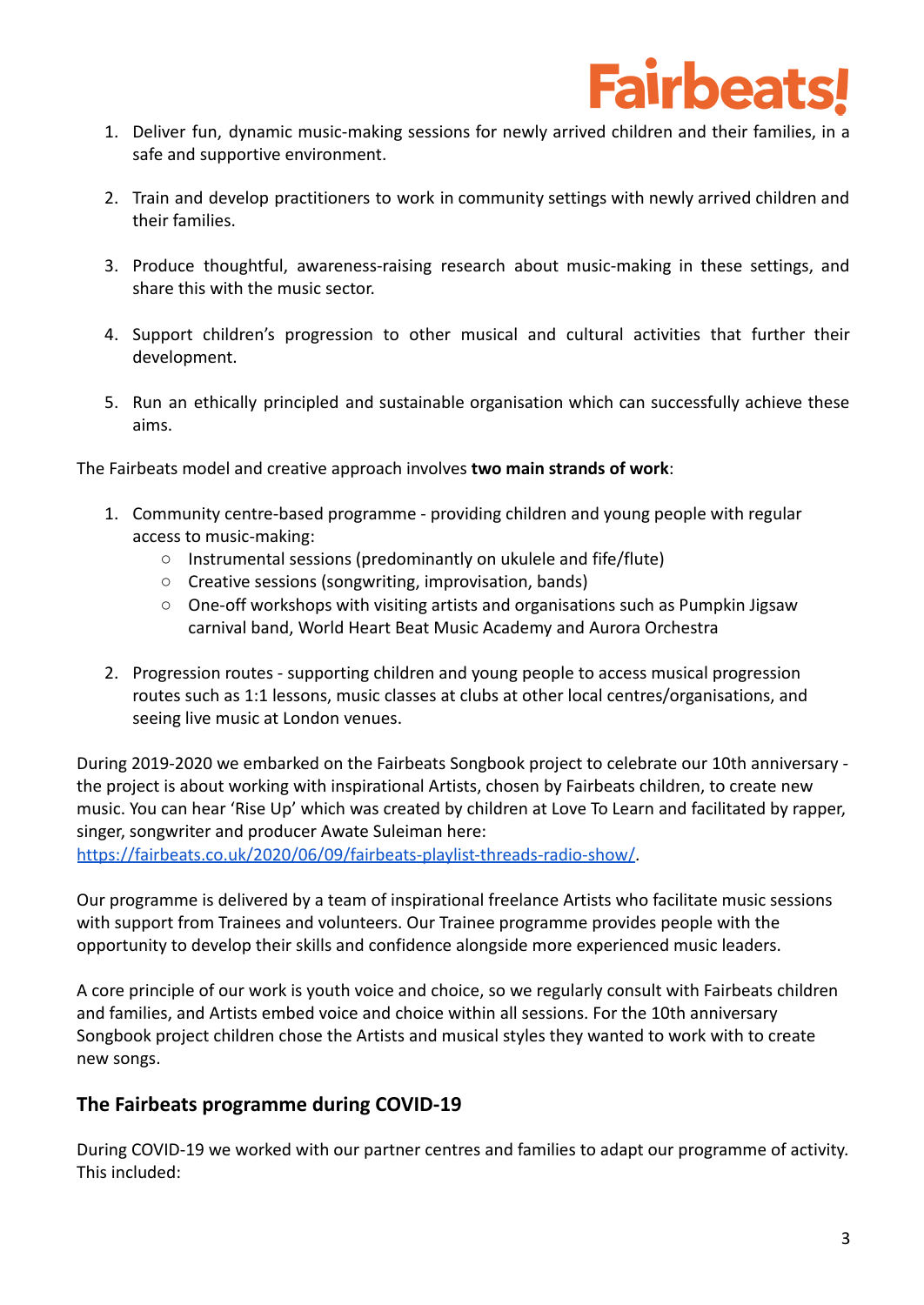1. Deliver fun, dynamic music-making sessions for newly arrived children and their families, in a safe and supportive environment.

2. Train and develop practitioners to work in community settings with newly arrived children and their families.

3. Produce thoughtful, awareness-raising research about music-making in these settings, and share this with the music sector.

4. Support children's progression to other musical and cultural activities that further their development.

5. Run an ethically principled and sustainable organisation which can successfully achieve these aims.

The Fairbeats model and creative approach involves **two main strands of work**:

1. Community centre-based programme - providing children and young people with regular access to music-making:
   - Instrumental sessions (predominantly on ukulele and fife/flute)
   - Creative sessions (songwriting, improvisation, bands)
   - One-off workshops with visiting artists and organisations such as Pumpkin Jigsaw carnival band, World Heart Beat Music Academy and Aurora Orchestra

2. Progression routes - supporting children and young people to access musical progression routes such as 1:1 lessons, music classes at clubs at other local centres/organisations, and seeing live music at London venues.

During 2019-2020 we embarked on the Fairbeats Songbook project to celebrate our 10th anniversary - the project is about working with inspirational Artists, chosen by Fairbeats children, to create new music. You can hear 'Rise Up' which was created by children at Love To Learn and facilitated by rapper, singer, songwriter and producer Awate Suleiman here: [https://fairbeats.co.uk/2020/06/09/fairbeats-playlist-threads-radio-show/](https://fairbeats.co.uk/2020/06/09/fairbeats-playlist-threads-radio-show/).

Our programme is delivered by a team of inspirational freelance Artists who facilitate music sessions with support from Trainees and volunteers. Our Trainee programme provides people with the opportunity to develop their skills and confidence alongside more experienced music leaders.

A core principle of our work is youth voice and choice, so we regularly consult with Fairbeats children and families, and Artists embed voice and choice within all sessions. For the 10th anniversary Songbook project children chose the Artists and musical styles they wanted to work with to create new songs.

## The Fairbeats programme during COVID-19

During COVID-19 we worked with our partner centres and families to adapt our programme of activity. This included: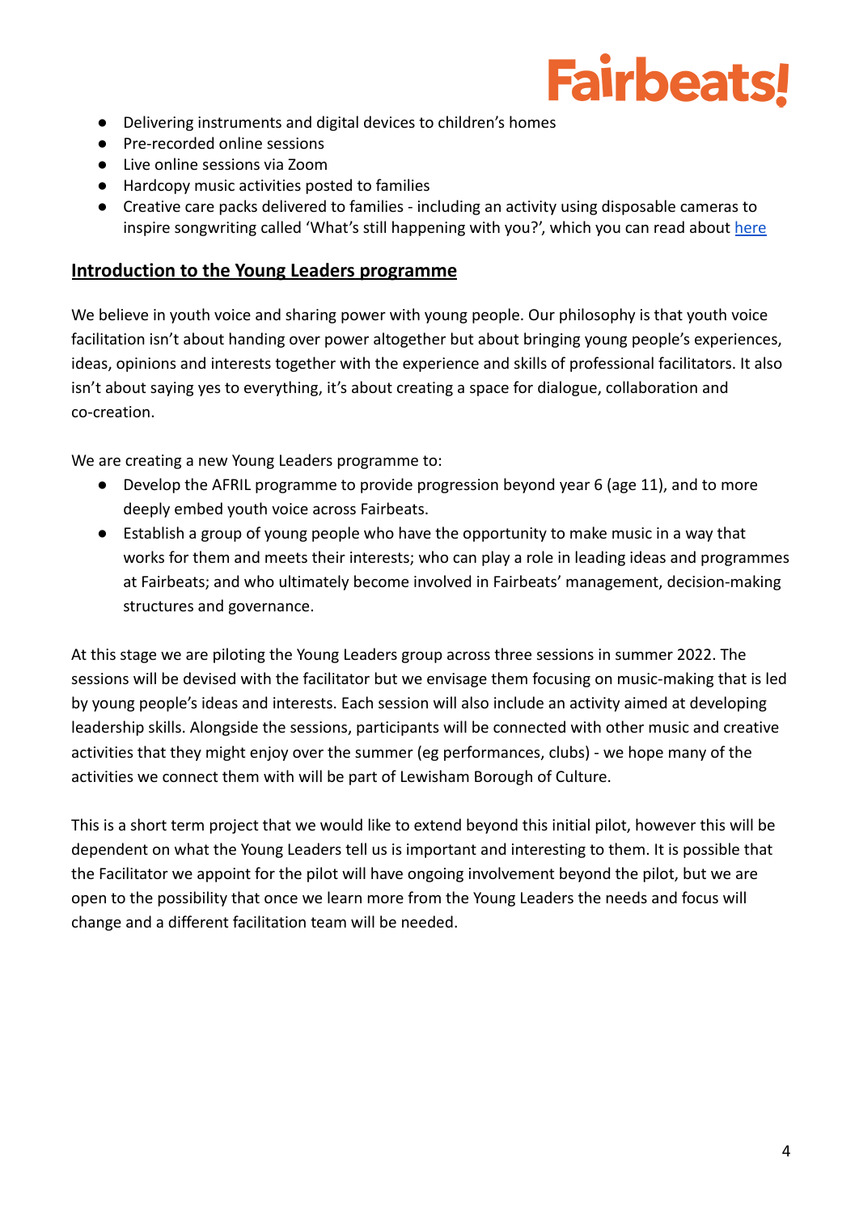- Delivering instruments and digital devices to children's homes
- Pre-recorded online sessions
- Live online sessions via Zoom
- Hardcopy music activities posted to families
- Creative care packs delivered to families - including an activity using disposable cameras to inspire songwriting called 'What's still happening with you?', which you can read about here

## Introduction to the Young Leaders programme

We believe in youth voice and sharing power with young people. Our philosophy is that youth voice facilitation isn't about handing over power altogether but about bringing young people's experiences, ideas, opinions and interests together with the experience and skills of professional facilitators. It also isn't about saying yes to everything, it's about creating a space for dialogue, collaboration and co-creation.

We are creating a new Young Leaders programme to:

- Develop the AFRIL programme to provide progression beyond year 6 (age 11), and to more deeply embed youth voice across Fairbeats.
- Establish a group of young people who have the opportunity to make music in a way that works for them and meets their interests; who can play a role in leading ideas and programmes at Fairbeats; and who ultimately become involved in Fairbeats' management, decision-making structures and governance.

At this stage we are piloting the Young Leaders group across three sessions in summer 2022. The sessions will be devised with the facilitator but we envisage them focusing on music-making that is led by young people's ideas and interests. Each session will also include an activity aimed at developing leadership skills. Alongside the sessions, participants will be connected with other music and creative activities that they might enjoy over the summer (eg performances, clubs) - we hope many of the activities we connect them with will be part of Lewisham Borough of Culture.

This is a short term project that we would like to extend beyond this initial pilot, however this will be dependent on what the Young Leaders tell us is important and interesting to them. It is possible that the Facilitator we appoint for the pilot will have ongoing involvement beyond the pilot, but we are open to the possibility that once we learn more from the Young Leaders the needs and focus will change and a different facilitation team will be needed.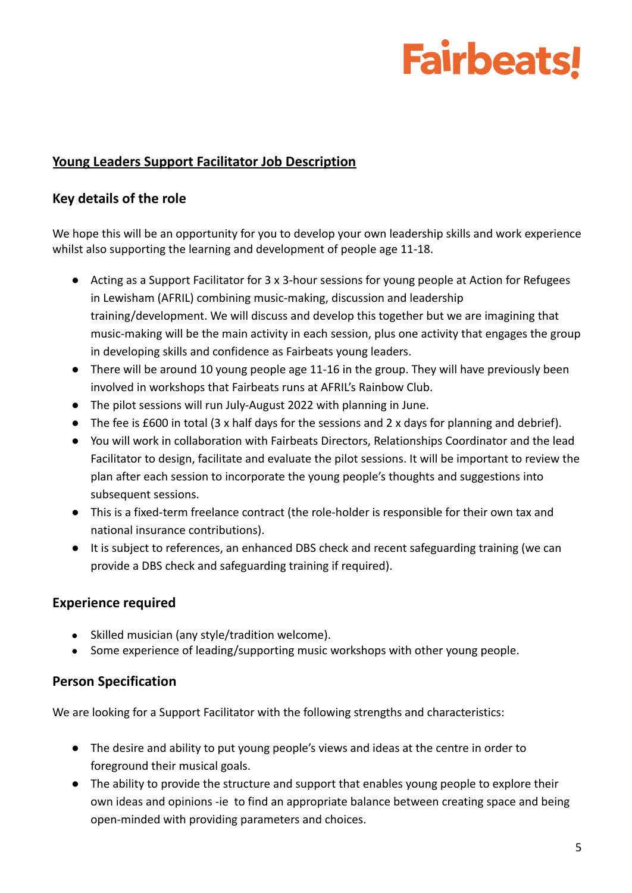Fairbeats!

## Young Leaders Support Facilitator Job Description

### Key details of the role

We hope this will be an opportunity for you to develop your own leadership skills and work experience whilst also supporting the learning and development of people age 11-18.

- Acting as a Support Facilitator for 3 x 3-hour sessions for young people at Action for Refugees in Lewisham (AFRIL) combining music-making, discussion and leadership training/development. We will discuss and develop this together but we are imagining that music-making will be the main activity in each session, plus one activity that engages the group in developing skills and confidence as Fairbeats young leaders.
- There will be around 10 young people age 11-16 in the group. They will have previously been involved in workshops that Fairbeats runs at AFRIL's Rainbow Club.
- The pilot sessions will run July-August 2022 with planning in June.
- The fee is £600 in total (3 x half days for the sessions and 2 x days for planning and debrief).
- You will work in collaboration with Fairbeats Directors, Relationships Coordinator and the lead Facilitator to design, facilitate and evaluate the pilot sessions. It will be important to review the plan after each session to incorporate the young people's thoughts and suggestions into subsequent sessions.
- This is a fixed-term freelance contract (the role-holder is responsible for their own tax and national insurance contributions).
- It is subject to references, an enhanced DBS check and recent safeguarding training (we can provide a DBS check and safeguarding training if required).

### Experience required

- Skilled musician (any style/tradition welcome).
- Some experience of leading/supporting music workshops with other young people.

### Person Specification

We are looking for a Support Facilitator with the following strengths and characteristics:

- The desire and ability to put young people's views and ideas at the centre in order to foreground their musical goals.
- The ability to provide the structure and support that enables young people to explore their own ideas and opinions -ie to find an appropriate balance between creating space and being open-minded with providing parameters and choices.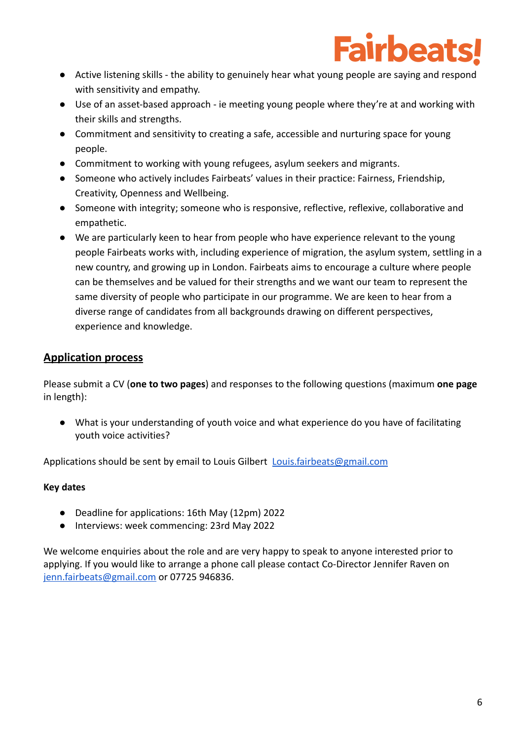- Active listening skills - the ability to genuinely hear what young people are saying and respond with sensitivity and empathy.
- Use of an asset-based approach - ie meeting young people where they're at and working with their skills and strengths.
- Commitment and sensitivity to creating a safe, accessible and nurturing space for young people.
- Commitment to working with young refugees, asylum seekers and migrants.
- Someone who actively includes Fairbeats' values in their practice: Fairness, Friendship, Creativity, Openness and Wellbeing.
- Someone with integrity; someone who is responsive, reflective, reflexive, collaborative and empathetic.
- We are particularly keen to hear from people who have experience relevant to the young people Fairbeats works with, including experience of migration, the asylum system, settling in a new country, and growing up in London. Fairbeats aims to encourage a culture where people can be themselves and be valued for their strengths and we want our team to represent the same diversity of people who participate in our programme. We are keen to hear from a diverse range of candidates from all backgrounds drawing on different perspectives, experience and knowledge.

## Application process

Please submit a CV (**one to two pages**) and responses to the following questions (maximum **one page** in length):

- What is your understanding of youth voice and what experience do you have of facilitating youth voice activities?

Applications should be sent by email to Louis Gilbert Louis.fairbeats@gmail.com

**Key dates**

- Deadline for applications: 16th May (12pm) 2022
- Interviews: week commencing: 23rd May 2022

We welcome enquiries about the role and are very happy to speak to anyone interested prior to applying. If you would like to arrange a phone call please contact Co-Director Jennifer Raven on jenn.fairbeats@gmail.com or 07725 946836.